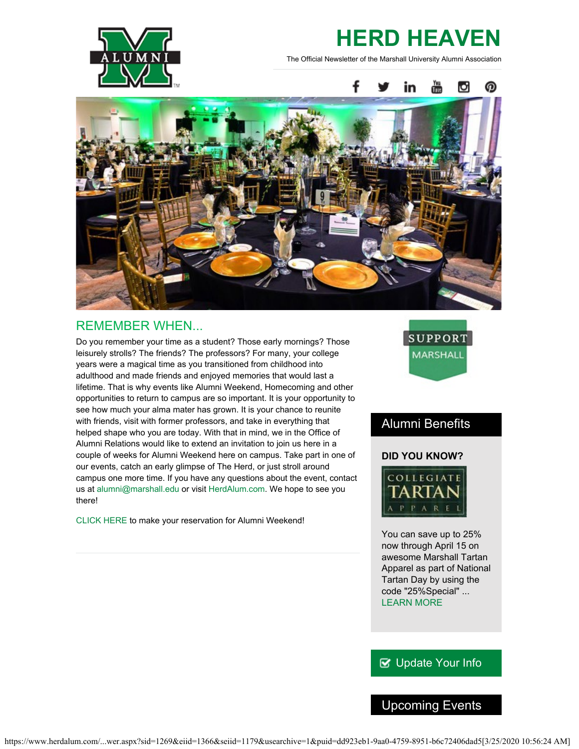# HERD HEAVEN

The Official Newsletter of the Marshall University Alumni Association

## REMEMBER WHEN...

Do you remember your time as a student? Those early mornings? Those leisurely strolls? The friends? The professors? For many, your college years were a magical time as you transitioned from childhood into adulthood and made friends and enjoyed memories that would last a lifetime. That is why events like Alumni Weekend, Homecoming and other opportunities to return to campus are so important. It is your opportunity to see how much your alma mater has grown. It is your chance to reunite with friends, visit with former professors, and take in everything that helped shape who you are today. With that in mind, we in the Office of Alumni Relations would like to extend an invitation to join us here in a couple of weeks for Alumni Weekend here on campus. Take part in one of our events, catch an early glimpse of The Herd, or just stroll around campus one more time. If you have any questions about the event, contact us at alumni@marshall.edu or visit HerdAlum.com. We hope to see you there!

CLICK HERE to make your reservation for Alumni Weekend!

SUPPORT MARSHALL

## Alumni Benefits

**DID YOU KNOW?**

COLLEGIATE TARTAN APPAREL

You can save up to 25% now through April 15 on awesome Marshall Tartan Apparel as part of National Tartan Day by using the code "25%Special" ... LEARN MORE

Update Your Info

## Upcoming Events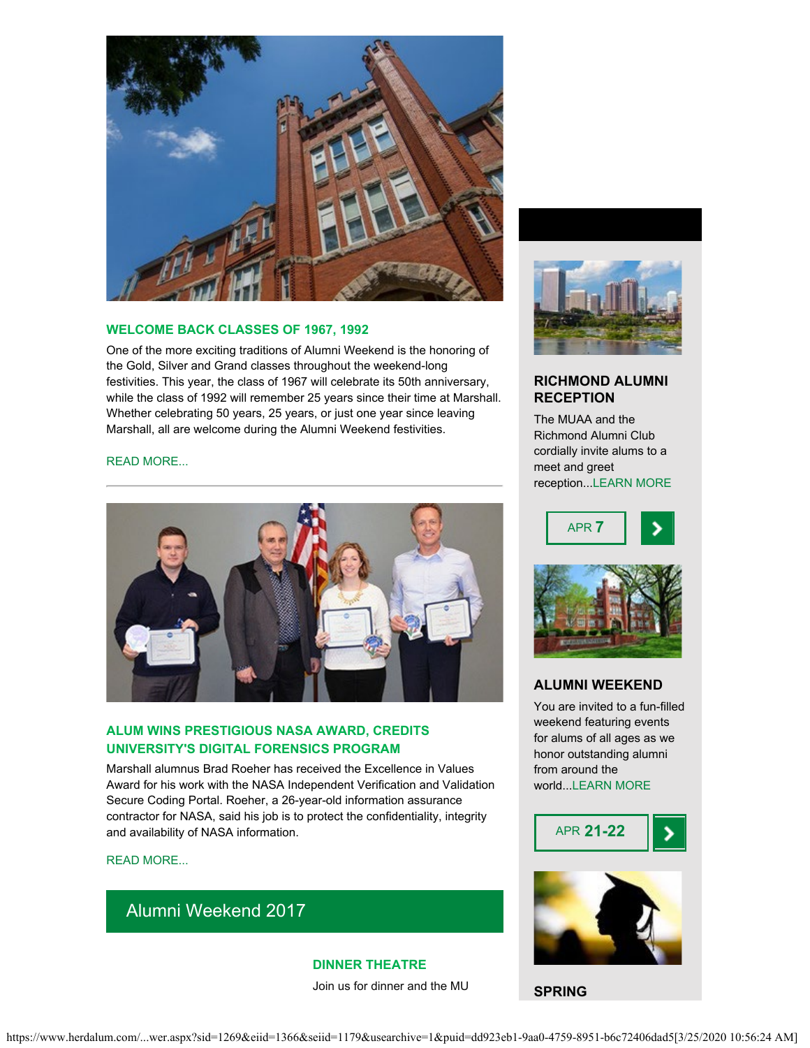## WELCOME BACK CLASSES OF 1967, 1992

One of the more exciting traditions of Alumni Weekend is the honoring of the Gold, Silver and Grand classes throughout the weekend-long festivities. This year, the class of 1967 will celebrate its 50th anniversary, while the class of 1992 will remember 25 years since their time at Marshall. Whether celebrating 50 years, 25 years, or just one year since leaving Marshall, all are welcome during the Alumni Weekend festivities.

READ MORE...

---

## ALUM WINS PRESTIGIOUS NASA AWARD, CREDITS UNIVERSITY'S DIGITAL FORENSICS PROGRAM

Marshall alumnus Brad Roeher has received the Excellence in Values Award for his work with the NASA Independent Verification and Validation Secure Coding Portal. Roeher, a 26-year-old information assurance contractor for NASA, said his job is to protect the confidentiality, integrity and availability of NASA information.

READ MORE...

## Alumni Weekend 2017

### DINNER THEATRE

Join us for dinner and the MU

### RICHMOND ALUMNI RECEPTION

The MUAA and the Richmond Alumni Club cordially invite alums to a meet and greet reception...LEARN MORE

APR **7**

### ALUMNI WEEKEND

You are invited to a fun-filled weekend featuring events for alums of all ages as we honor outstanding alumni from around the world...LEARN MORE

APR **21-22**

### SPRING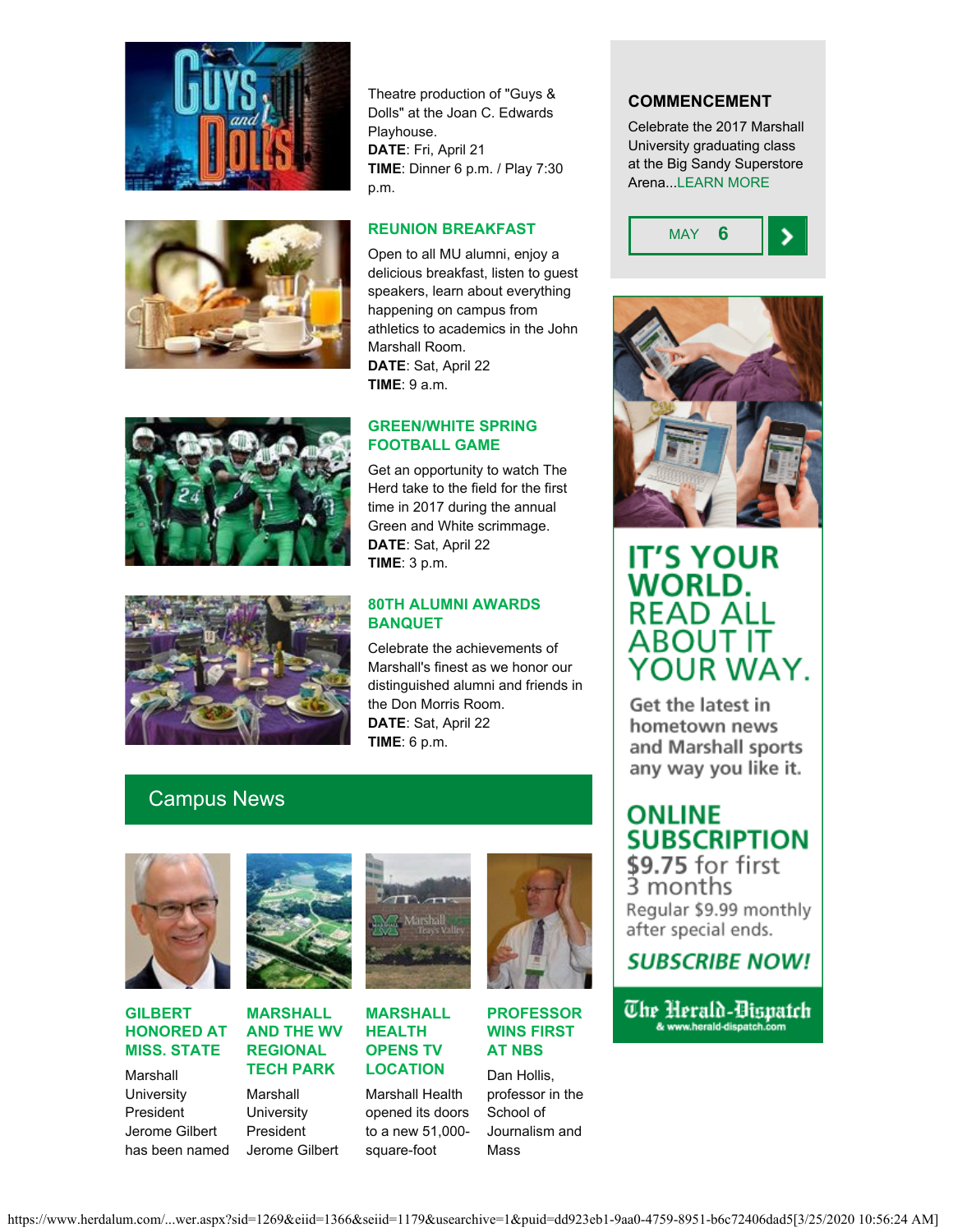Theatre production of "Guys & Dolls" at the Joan C. Edwards Playhouse.
**DATE**: Fri, April 21
**TIME**: Dinner 6 p.m. / Play 7:30 p.m.

### REUNION BREAKFAST

Open to all MU alumni, enjoy a delicious breakfast, listen to guest speakers, learn about everything happening on campus from athletics to academics in the John Marshall Room.
**DATE**: Sat, April 22
**TIME**: 9 a.m.

### GREEN/WHITE SPRING FOOTBALL GAME

Get an opportunity to watch The Herd take to the field for the first time in 2017 during the annual Green and White scrimmage.
**DATE**: Sat, April 22
**TIME**: 3 p.m.

### 80TH ALUMNI AWARDS BANQUET

Celebrate the achievements of Marshall's finest as we honor our distinguished alumni and friends in the Don Morris Room.
**DATE**: Sat, April 22
**TIME**: 6 p.m.

### COMMENCEMENT

Celebrate the 2017 Marshall University graduating class at the Big Sandy Superstore Arena...LEARN MORE

MAY 6

IT'S YOUR WORLD. READ ALL ABOUT IT YOUR WAY.

Get the latest in hometown news and Marshall sports any way you like it.

ONLINE SUBSCRIPTION
$9.75 for first 3 months
Regular $9.99 monthly after special ends.

SUBSCRIBE NOW!

The Herald-Dispatch & www.herald-dispatch.com

## Campus News

### GILBERT HONORED AT MISS. STATE

Marshall University President Jerome Gilbert has been named

### MARSHALL AND THE WV REGIONAL TECH PARK

Marshall University President Jerome Gilbert

### MARSHALL HEALTH OPENS TV LOCATION

Marshall Health opened its doors to a new 51,000-square-foot

### PROFESSOR WINS FIRST AT NBS

Dan Hollis, professor in the School of Journalism and Mass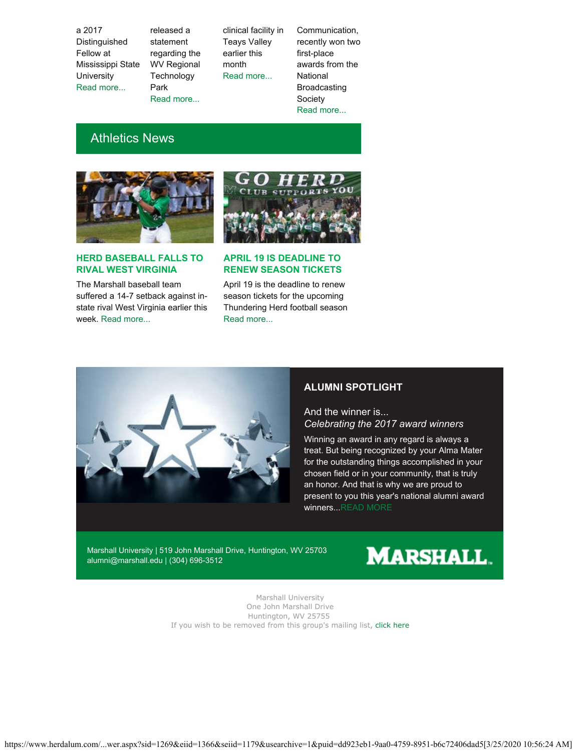a 2017 Distinguished Fellow at Mississippi State University
Read more...

released a statement regarding the WV Regional Technology Park
Read more...

clinical facility in Teays Valley earlier this month
Read more...

Communication, recently won two first-place awards from the National Broadcasting Society
Read more...

## Athletics News

### HERD BASEBALL FALLS TO RIVAL WEST VIRGINIA

The Marshall baseball team suffered a 14-7 setback against in-state rival West Virginia earlier this week. Read more...

### APRIL 19 IS DEADLINE TO RENEW SEASON TICKETS

April 19 is the deadline to renew season tickets for the upcoming Thundering Herd football season
Read more...

## ALUMNI SPOTLIGHT

And the winner is...
*Celebrating the 2017 award winners*

Winning an award in any regard is always a treat. But being recognized by your Alma Mater for the outstanding things accomplished in your chosen field or in your community, that is truly an honor. And that is why we are proud to present to you this year's national alumni award winners...READ MORE

Marshall University | 519 John Marshall Drive, Huntington, WV 25703
alumni@marshall.edu | (304) 696-3512

MARSHALL

Marshall University
One John Marshall Drive
Huntington, WV 25755
If you wish to be removed from this group's mailing list, click here